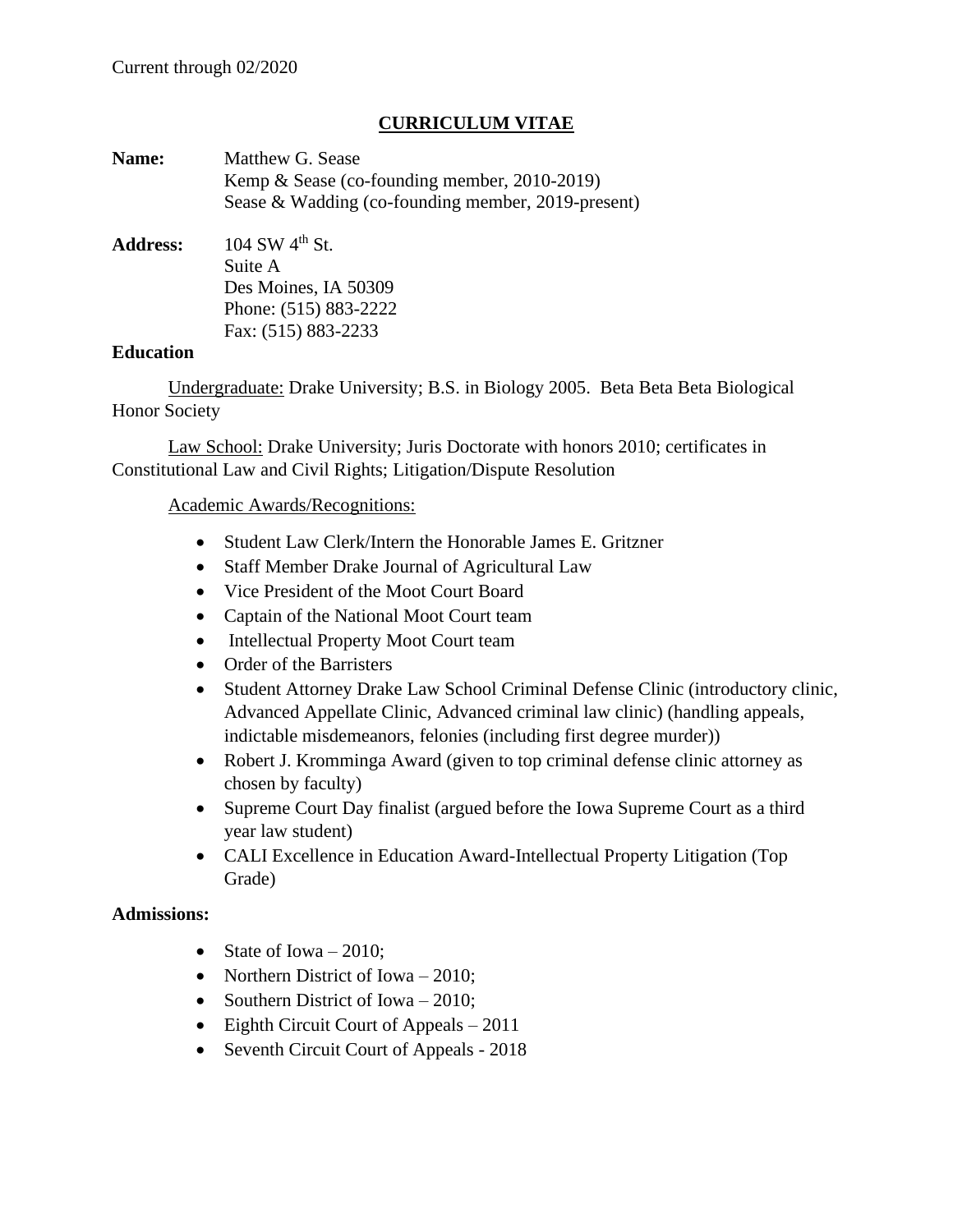Current through 02/2020

# CURRICULUM VITAE

**Name:** Matthew G. Sease
Kemp & Sease (co-founding member, 2010-2019)
Sease & Wadding (co-founding member, 2019-present)

**Address:** 104 SW 4th St.
Suite A
Des Moines, IA 50309
Phone: (515) 883-2222
Fax: (515) 883-2233

**Education**

Undergraduate: Drake University; B.S. in Biology 2005. Beta Beta Beta Biological Honor Society

Law School: Drake University; Juris Doctorate with honors 2010; certificates in Constitutional Law and Civil Rights; Litigation/Dispute Resolution

Academic Awards/Recognitions:

- Student Law Clerk/Intern the Honorable James E. Gritzner
- Staff Member Drake Journal of Agricultural Law
- Vice President of the Moot Court Board
- Captain of the National Moot Court team
- Intellectual Property Moot Court team
- Order of the Barristers
- Student Attorney Drake Law School Criminal Defense Clinic (introductory clinic, Advanced Appellate Clinic, Advanced criminal law clinic) (handling appeals, indictable misdemeanors, felonies (including first degree murder))
- Robert J. Kromminga Award (given to top criminal defense clinic attorney as chosen by faculty)
- Supreme Court Day finalist (argued before the Iowa Supreme Court as a third year law student)
- CALI Excellence in Education Award-Intellectual Property Litigation (Top Grade)

**Admissions:**

- State of Iowa – 2010;
- Northern District of Iowa – 2010;
- Southern District of Iowa – 2010;
- Eighth Circuit Court of Appeals – 2011
- Seventh Circuit Court of Appeals - 2018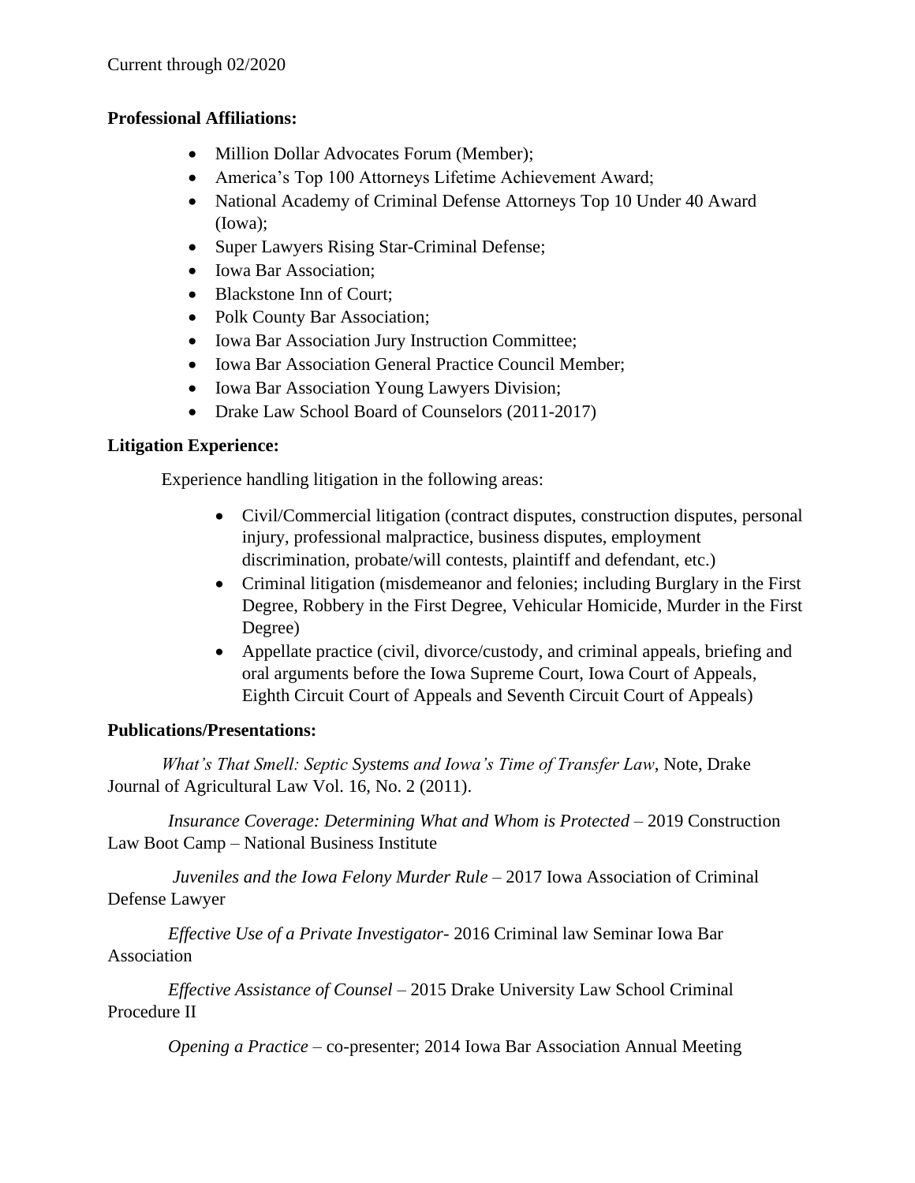Current through 02/2020

**Professional Affiliations:**

- Million Dollar Advocates Forum (Member);
- America's Top 100 Attorneys Lifetime Achievement Award;
- National Academy of Criminal Defense Attorneys Top 10 Under 40 Award (Iowa);
- Super Lawyers Rising Star-Criminal Defense;
- Iowa Bar Association;
- Blackstone Inn of Court;
- Polk County Bar Association;
- Iowa Bar Association Jury Instruction Committee;
- Iowa Bar Association General Practice Council Member;
- Iowa Bar Association Young Lawyers Division;
- Drake Law School Board of Counselors (2011-2017)

**Litigation Experience:**

Experience handling litigation in the following areas:

- Civil/Commercial litigation (contract disputes, construction disputes, personal injury, professional malpractice, business disputes, employment discrimination, probate/will contests, plaintiff and defendant, etc.)
- Criminal litigation (misdemeanor and felonies; including Burglary in the First Degree, Robbery in the First Degree, Vehicular Homicide, Murder in the First Degree)
- Appellate practice (civil, divorce/custody, and criminal appeals, briefing and oral arguments before the Iowa Supreme Court, Iowa Court of Appeals, Eighth Circuit Court of Appeals and Seventh Circuit Court of Appeals)

**Publications/Presentations:**

*What's That Smell: Septic Systems and Iowa's Time of Transfer Law*, Note, Drake Journal of Agricultural Law Vol. 16, No. 2 (2011).

*Insurance Coverage: Determining What and Whom is Protected* – 2019 Construction Law Boot Camp – National Business Institute

*Juveniles and the Iowa Felony Murder Rule* – 2017 Iowa Association of Criminal Defense Lawyer

*Effective Use of a Private Investigator*- 2016 Criminal law Seminar Iowa Bar Association

*Effective Assistance of Counsel* – 2015 Drake University Law School Criminal Procedure II

*Opening a Practice* – co-presenter; 2014 Iowa Bar Association Annual Meeting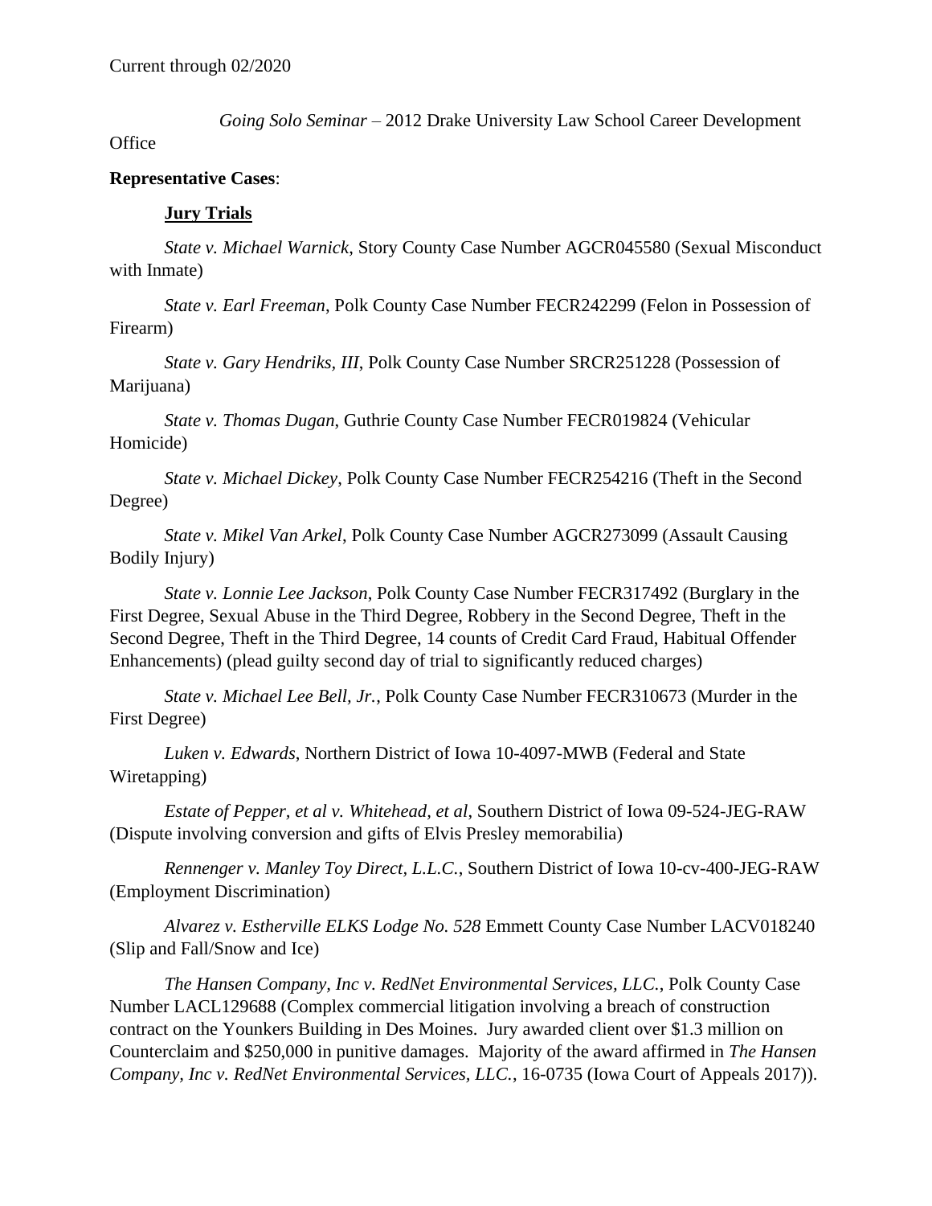Current through 02/2020

*Going Solo Seminar* – 2012 Drake University Law School Career Development Office

**Representative Cases**:

**Jury Trials**

*State v. Michael Warnick*, Story County Case Number AGCR045580 (Sexual Misconduct with Inmate)

*State v. Earl Freeman*, Polk County Case Number FECR242299 (Felon in Possession of Firearm)

*State v. Gary Hendriks, III*, Polk County Case Number SRCR251228 (Possession of Marijuana)

*State v. Thomas Dugan*, Guthrie County Case Number FECR019824 (Vehicular Homicide)

*State v. Michael Dickey*, Polk County Case Number FECR254216 (Theft in the Second Degree)

*State v. Mikel Van Arkel*, Polk County Case Number AGCR273099 (Assault Causing Bodily Injury)

*State v. Lonnie Lee Jackson*, Polk County Case Number FECR317492 (Burglary in the First Degree, Sexual Abuse in the Third Degree, Robbery in the Second Degree, Theft in the Second Degree, Theft in the Third Degree, 14 counts of Credit Card Fraud, Habitual Offender Enhancements) (plead guilty second day of trial to significantly reduced charges)

*State v. Michael Lee Bell, Jr.*, Polk County Case Number FECR310673 (Murder in the First Degree)

*Luken v. Edwards*, Northern District of Iowa 10-4097-MWB (Federal and State Wiretapping)

*Estate of Pepper, et al v. Whitehead, et al*, Southern District of Iowa 09-524-JEG-RAW (Dispute involving conversion and gifts of Elvis Presley memorabilia)

*Rennenger v. Manley Toy Direct, L.L.C.*, Southern District of Iowa 10-cv-400-JEG-RAW (Employment Discrimination)

*Alvarez v. Estherville ELKS Lodge No. 528* Emmett County Case Number LACV018240 (Slip and Fall/Snow and Ice)

*The Hansen Company, Inc v. RedNet Environmental Services, LLC.*, Polk County Case Number LACL129688 (Complex commercial litigation involving a breach of construction contract on the Younkers Building in Des Moines. Jury awarded client over $1.3 million on Counterclaim and $250,000 in punitive damages. Majority of the award affirmed in *The Hansen Company, Inc v. RedNet Environmental Services, LLC.*, 16-0735 (Iowa Court of Appeals 2017)).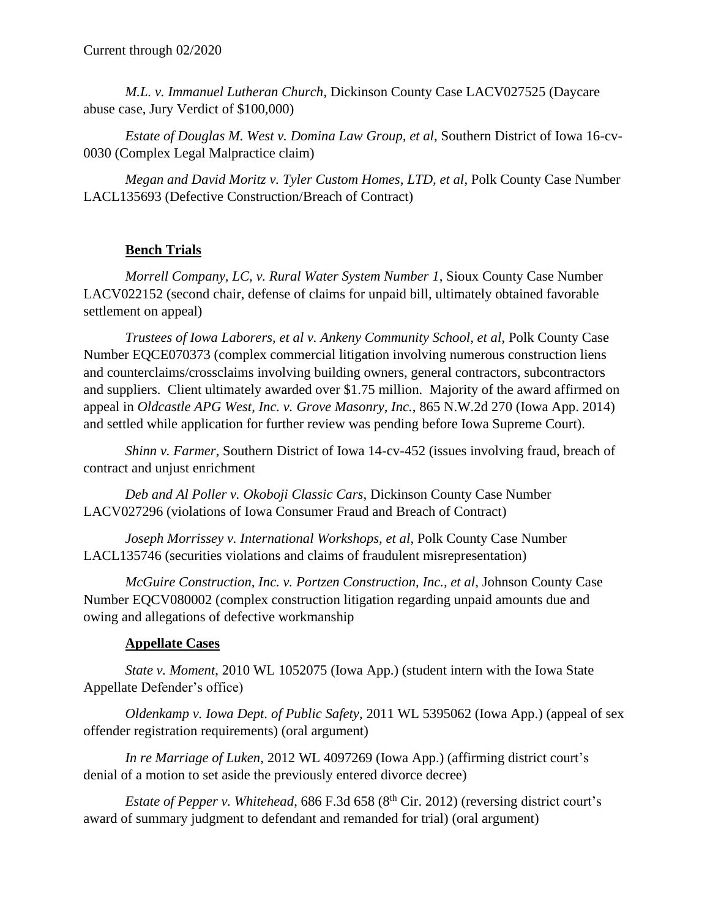Current through 02/2020

*M.L. v. Immanuel Lutheran Church*, Dickinson County Case LACV027525 (Daycare abuse case, Jury Verdict of $100,000)

*Estate of Douglas M. West v. Domina Law Group, et al*, Southern District of Iowa 16-cv-0030 (Complex Legal Malpractice claim)

*Megan and David Moritz v. Tyler Custom Homes, LTD, et al*, Polk County Case Number LACL135693 (Defective Construction/Breach of Contract)

**Bench Trials**

*Morrell Company, LC, v. Rural Water System Number 1*, Sioux County Case Number LACV022152 (second chair, defense of claims for unpaid bill, ultimately obtained favorable settlement on appeal)

*Trustees of Iowa Laborers, et al v. Ankeny Community School, et al*, Polk County Case Number EQCE070373 (complex commercial litigation involving numerous construction liens and counterclaims/crossclaims involving building owners, general contractors, subcontractors and suppliers. Client ultimately awarded over $1.75 million. Majority of the award affirmed on appeal in *Oldcastle APG West, Inc. v. Grove Masonry, Inc.*, 865 N.W.2d 270 (Iowa App. 2014) and settled while application for further review was pending before Iowa Supreme Court).

*Shinn v. Farmer*, Southern District of Iowa 14-cv-452 (issues involving fraud, breach of contract and unjust enrichment

*Deb and Al Poller v. Okoboji Classic Cars*, Dickinson County Case Number LACV027296 (violations of Iowa Consumer Fraud and Breach of Contract)

*Joseph Morrissey v. International Workshops, et al*, Polk County Case Number LACL135746 (securities violations and claims of fraudulent misrepresentation)

*McGuire Construction, Inc. v. Portzen Construction, Inc., et al*, Johnson County Case Number EQCV080002 (complex construction litigation regarding unpaid amounts due and owing and allegations of defective workmanship

**Appellate Cases**

*State v. Moment*, 2010 WL 1052075 (Iowa App.) (student intern with the Iowa State Appellate Defender's office)

*Oldenkamp v. Iowa Dept. of Public Safety*, 2011 WL 5395062 (Iowa App.) (appeal of sex offender registration requirements) (oral argument)

*In re Marriage of Luken*, 2012 WL 4097269 (Iowa App.) (affirming district court's denial of a motion to set aside the previously entered divorce decree)

*Estate of Pepper v. Whitehead*, 686 F.3d 658 (8th Cir. 2012) (reversing district court's award of summary judgment to defendant and remanded for trial) (oral argument)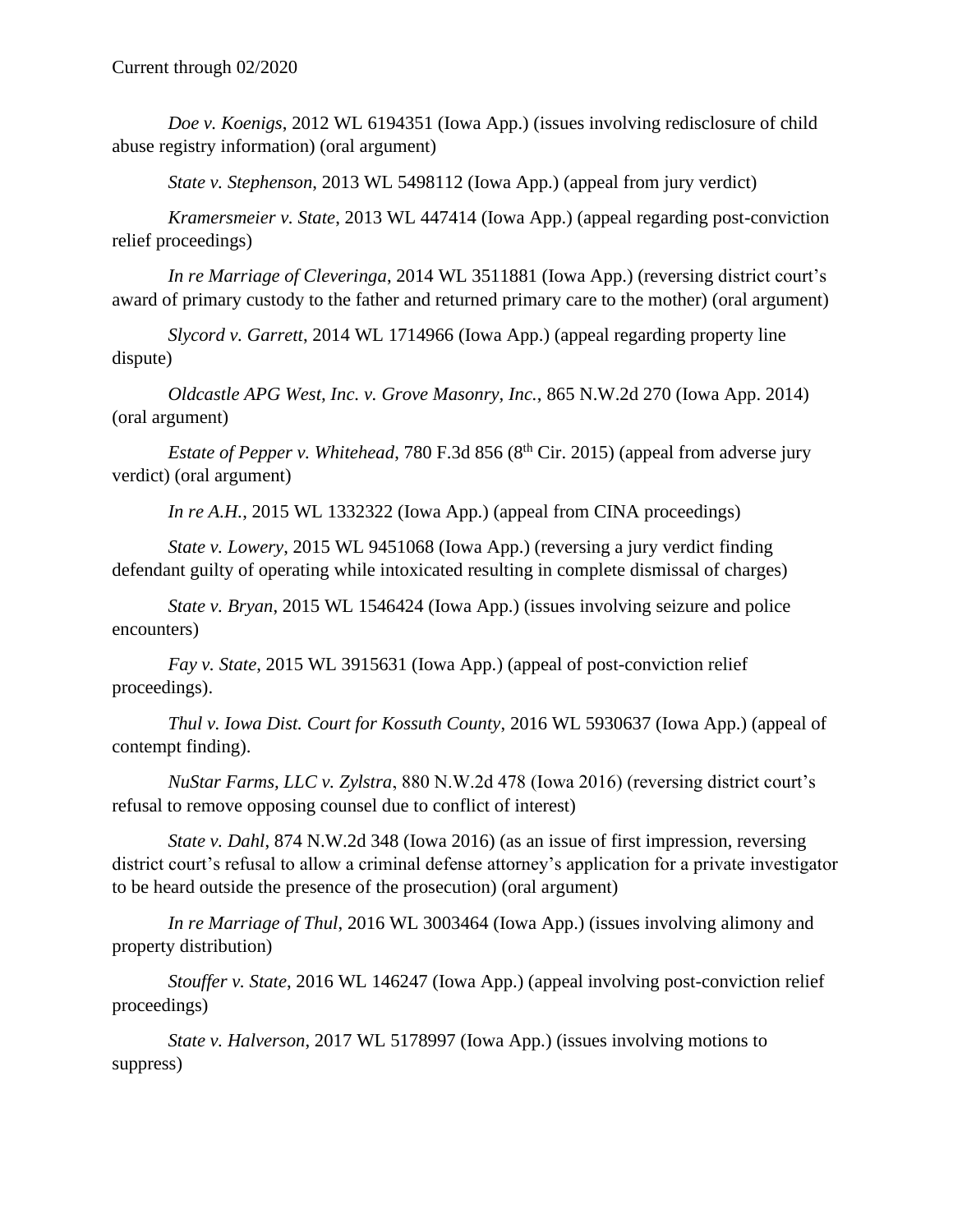Current through 02/2020

*Doe v. Koenigs*, 2012 WL 6194351 (Iowa App.) (issues involving redisclosure of child abuse registry information) (oral argument)

*State v. Stephenson*, 2013 WL 5498112 (Iowa App.) (appeal from jury verdict)

*Kramersmeier v. State*, 2013 WL 447414 (Iowa App.) (appeal regarding post-conviction relief proceedings)

*In re Marriage of Cleveringa*, 2014 WL 3511881 (Iowa App.) (reversing district court's award of primary custody to the father and returned primary care to the mother) (oral argument)

*Slycord v. Garrett*, 2014 WL 1714966 (Iowa App.) (appeal regarding property line dispute)

*Oldcastle APG West, Inc. v. Grove Masonry, Inc.*, 865 N.W.2d 270 (Iowa App. 2014) (oral argument)

*Estate of Pepper v. Whitehead*, 780 F.3d 856 (8th Cir. 2015) (appeal from adverse jury verdict) (oral argument)

*In re A.H.*, 2015 WL 1332322 (Iowa App.) (appeal from CINA proceedings)

*State v. Lowery*, 2015 WL 9451068 (Iowa App.) (reversing a jury verdict finding defendant guilty of operating while intoxicated resulting in complete dismissal of charges)

*State v. Bryan*, 2015 WL 1546424 (Iowa App.) (issues involving seizure and police encounters)

*Fay v. State*, 2015 WL 3915631 (Iowa App.) (appeal of post-conviction relief proceedings).

*Thul v. Iowa Dist. Court for Kossuth County*, 2016 WL 5930637 (Iowa App.) (appeal of contempt finding).

*NuStar Farms, LLC v. Zylstra*, 880 N.W.2d 478 (Iowa 2016) (reversing district court's refusal to remove opposing counsel due to conflict of interest)

*State v. Dahl*, 874 N.W.2d 348 (Iowa 2016) (as an issue of first impression, reversing district court's refusal to allow a criminal defense attorney's application for a private investigator to be heard outside the presence of the prosecution) (oral argument)

*In re Marriage of Thul*, 2016 WL 3003464 (Iowa App.) (issues involving alimony and property distribution)

*Stouffer v. State*, 2016 WL 146247 (Iowa App.) (appeal involving post-conviction relief proceedings)

*State v. Halverson*, 2017 WL 5178997 (Iowa App.) (issues involving motions to suppress)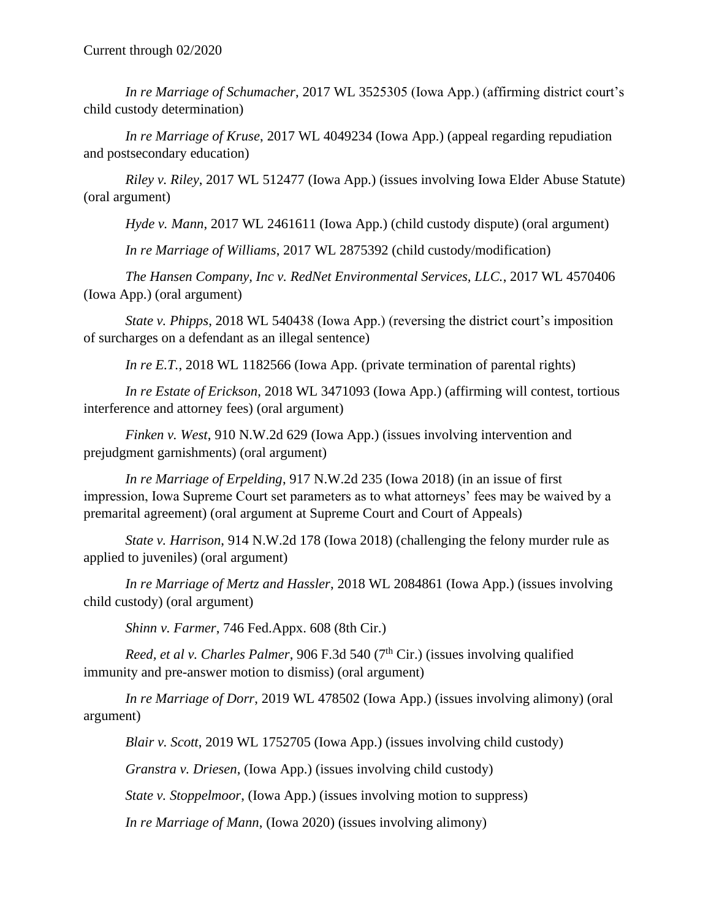Current through 02/2020

*In re Marriage of Schumacher*, 2017 WL 3525305 (Iowa App.) (affirming district court's child custody determination)

*In re Marriage of Kruse*, 2017 WL 4049234 (Iowa App.) (appeal regarding repudiation and postsecondary education)

*Riley v. Riley*, 2017 WL 512477 (Iowa App.) (issues involving Iowa Elder Abuse Statute) (oral argument)

*Hyde v. Mann*, 2017 WL 2461611 (Iowa App.) (child custody dispute) (oral argument)

*In re Marriage of Williams*, 2017 WL 2875392 (child custody/modification)

*The Hansen Company, Inc v. RedNet Environmental Services, LLC.*, 2017 WL 4570406 (Iowa App.) (oral argument)

*State v. Phipps*, 2018 WL 540438 (Iowa App.) (reversing the district court's imposition of surcharges on a defendant as an illegal sentence)

*In re E.T.*, 2018 WL 1182566 (Iowa App. (private termination of parental rights)

*In re Estate of Erickson*, 2018 WL 3471093 (Iowa App.) (affirming will contest, tortious interference and attorney fees) (oral argument)

*Finken v. West*, 910 N.W.2d 629 (Iowa App.) (issues involving intervention and prejudgment garnishments) (oral argument)

*In re Marriage of Erpelding*, 917 N.W.2d 235 (Iowa 2018) (in an issue of first impression, Iowa Supreme Court set parameters as to what attorneys' fees may be waived by a premarital agreement) (oral argument at Supreme Court and Court of Appeals)

*State v. Harrison*, 914 N.W.2d 178 (Iowa 2018) (challenging the felony murder rule as applied to juveniles) (oral argument)

*In re Marriage of Mertz and Hassler*, 2018 WL 2084861 (Iowa App.) (issues involving child custody) (oral argument)

*Shinn v. Farmer*, 746 Fed.Appx. 608 (8th Cir.)

*Reed, et al v. Charles Palmer*, 906 F.3d 540 (7th Cir.) (issues involving qualified immunity and pre-answer motion to dismiss) (oral argument)

*In re Marriage of Dorr*, 2019 WL 478502 (Iowa App.) (issues involving alimony) (oral argument)

*Blair v. Scott*, 2019 WL 1752705 (Iowa App.) (issues involving child custody)

*Granstra v. Driesen*, (Iowa App.) (issues involving child custody)

*State v. Stoppelmoor*, (Iowa App.) (issues involving motion to suppress)

*In re Marriage of Mann*, (Iowa 2020) (issues involving alimony)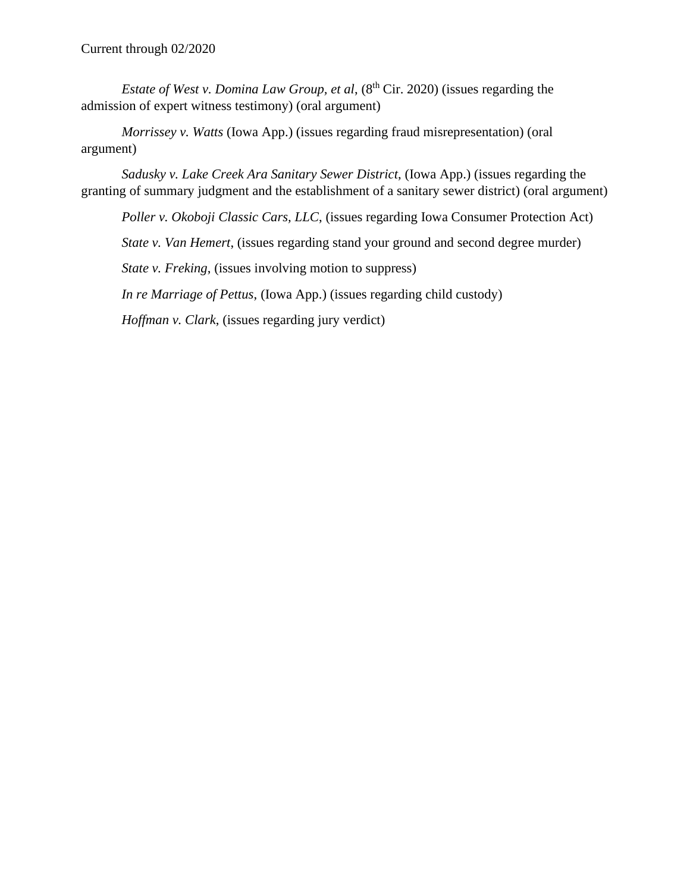*Estate of West v. Domina Law Group, et al*, (8th Cir. 2020) (issues regarding the admission of expert witness testimony) (oral argument)

*Morrissey v. Watts* (Iowa App.) (issues regarding fraud misrepresentation) (oral argument)

*Sadusky v. Lake Creek Ara Sanitary Sewer District*, (Iowa App.) (issues regarding the granting of summary judgment and the establishment of a sanitary sewer district) (oral argument)

*Poller v. Okoboji Classic Cars, LLC*, (issues regarding Iowa Consumer Protection Act)

*State v. Van Hemert*, (issues regarding stand your ground and second degree murder)

*State v. Freking*, (issues involving motion to suppress)

*In re Marriage of Pettus*, (Iowa App.) (issues regarding child custody)

*Hoffman v. Clark*, (issues regarding jury verdict)